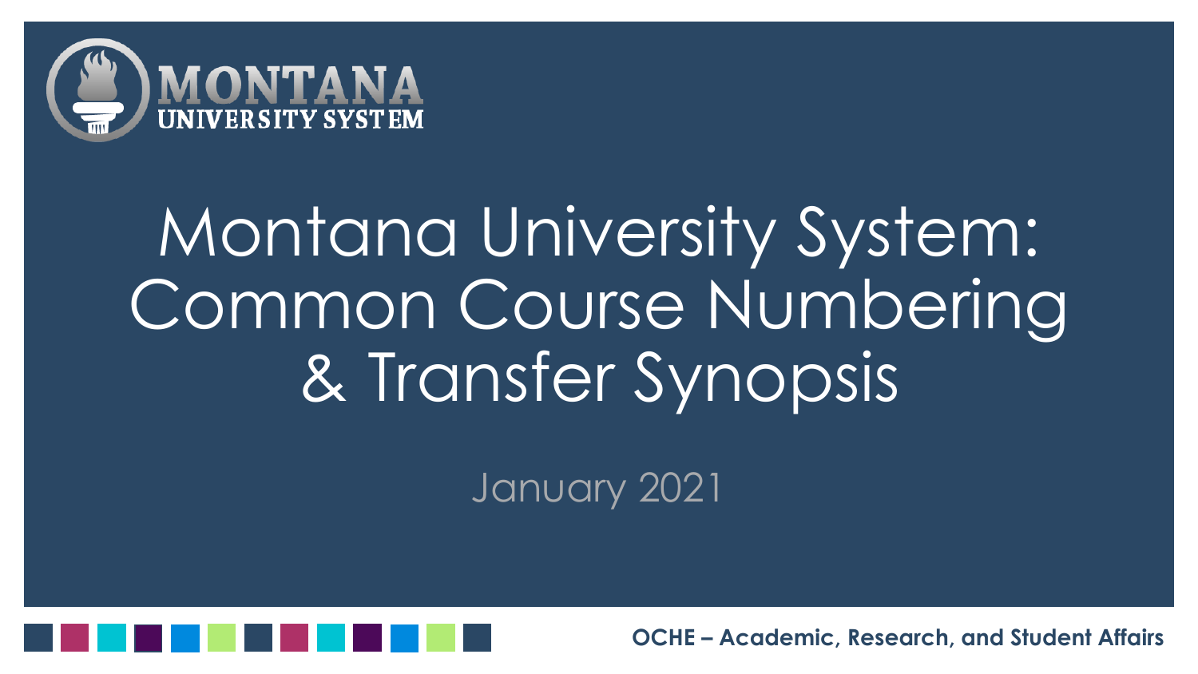MONTANA UNIVERSITY SYSTEM

# Montana University System: Common Course Numbering & Transfer Synopsis

January 2021

**OCHE – Academic, Research, and Student Affairs**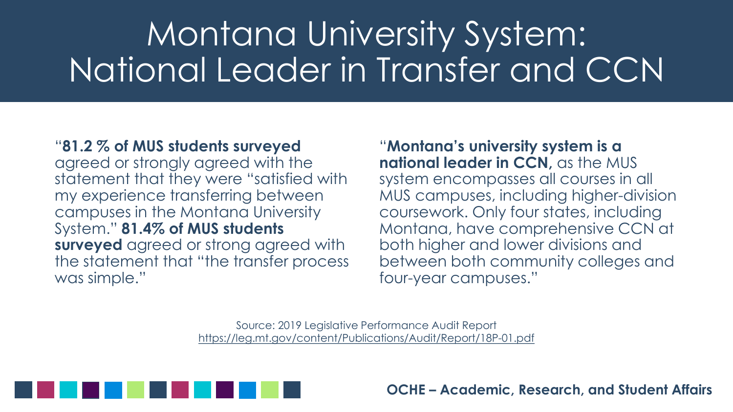# Montana University System: National Leader in Transfer and CCN

"**81.2 % of MUS students surveyed** agreed or strongly agreed with the statement that they were "satisfied with my experience transferring between campuses in the Montana University System." **81.4% of MUS students surveyed** agreed or strong agreed with the statement that "the transfer process was simple."

"**Montana's university system is a national leader in CCN,** as the MUS system encompasses all courses in all MUS campuses, including higher-division coursework. Only four states, including Montana, have comprehensive CCN at both higher and lower divisions and between both community colleges and four-year campuses."

Source: 2019 Legislative Performance Audit Report
https://leg.mt.gov/content/Publications/Audit/Report/18P-01.pdf

**OCHE – Academic, Research, and Student Affairs**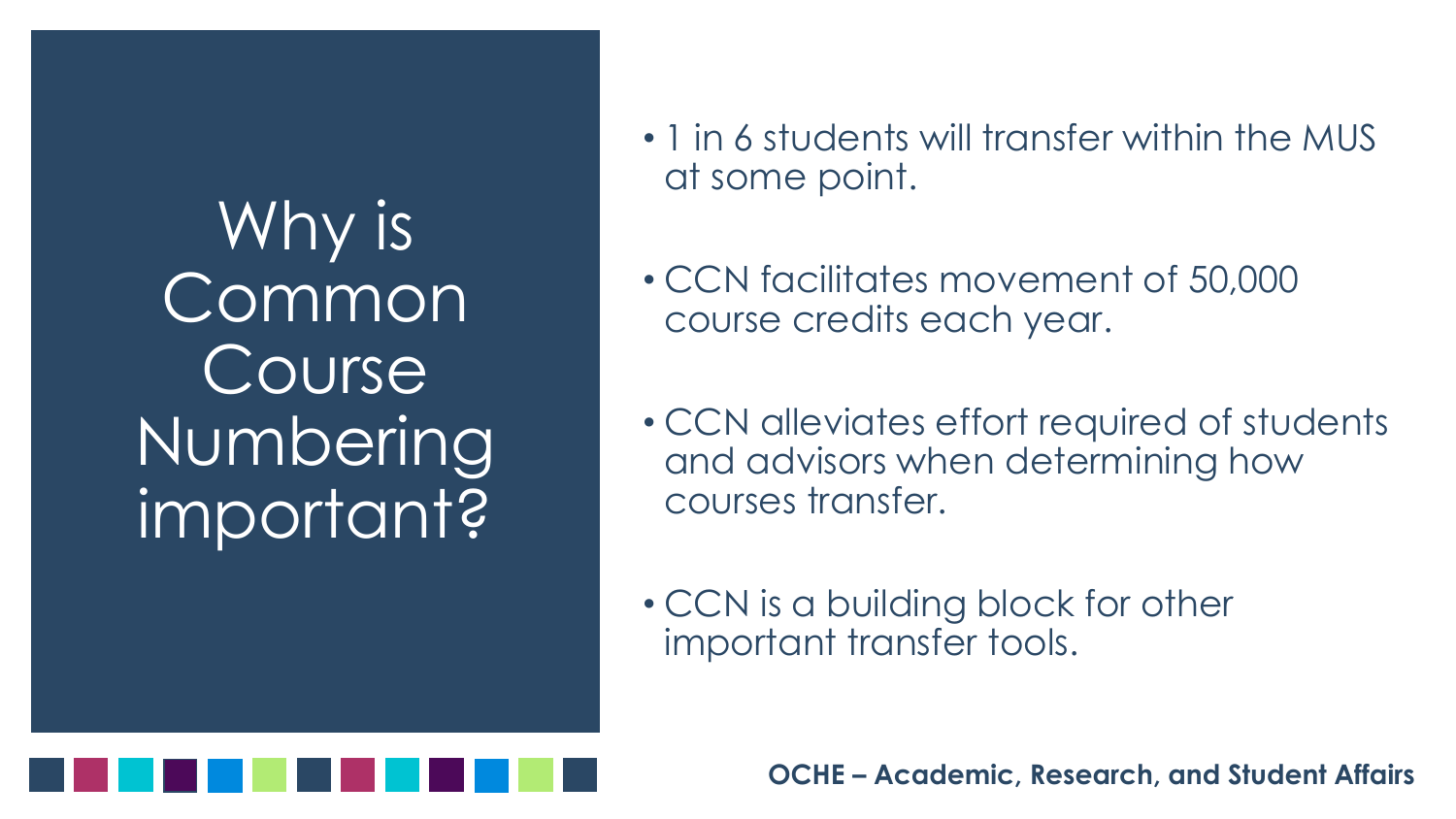# Why is Common Course Numbering important?

- 1 in 6 students will transfer within the MUS at some point.
- CCN facilitates movement of 50,000 course credits each year.
- CCN alleviates effort required of students and advisors when determining how courses transfer.
- CCN is a building block for other important transfer tools.

**OCHE – Academic, Research, and Student Affairs**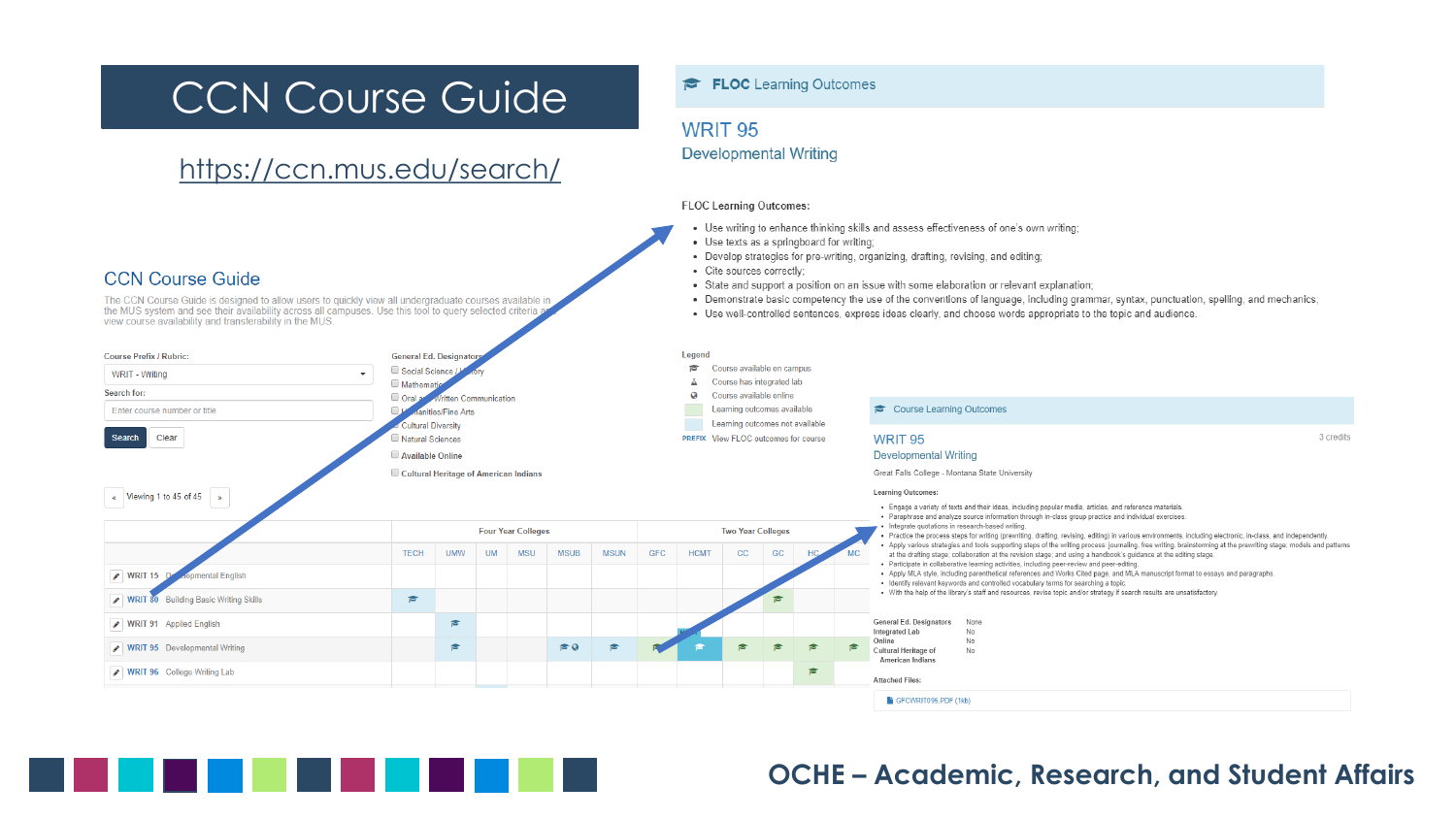# CCN Course Guide

https://ccn.mus.edu/search/

## FLOC Learning Outcomes

### WRIT 95

Developmental Writing

FLOC Learning Outcomes:

- Use writing to enhance thinking skills and assess effectiveness of one's own writing;
- Use texts as a springboard for writing;
- Develop strategies for pre-writing, organizing, drafting, revising, and editing;
- Cite sources correctly;
- State and support a position on an issue with some elaboration or relevant explanation;
- Demonstrate basic competency the use of the conventions of language, including grammar, syntax, punctuation, spelling, and mechanics;
- Use well-controlled sentences, express ideas clearly, and choose words appropriate to the topic and audience.

## CCN Course Guide

The CCN Course Guide is designed to allow users to quickly view all undergraduate courses available in the MUS system and see their availability across all campuses. Use this tool to query selected criteria and view course availability and transferability in the MUS.

Course Prefix / Rubric: WRIT - Writing

Search for: Enter course number or title

Search | Clear

General Ed. Designators:
- Social Science / History
- Mathematics
- Oral and Written Communication
- Humanities/Fine Arts
- Cultural Diversity
- Natural Sciences
- Available Online
- Cultural Heritage of American Indians

Legend:
- Course available on campus
- Course has integrated lab
- Course available online
- Learning outcomes available
- Learning outcomes not available
- PREFIX View FLOC outcomes for course

Viewing 1 to 45 of 45

| | Four Year Colleges | | | | | | Two Year Colleges | | | | | |
|---|---|---|---|---|---|---|---|---|---|---|---|---|
| | TECH | UMW | UM | MSU | MSUB | MSUN | GFC | HCMT | CC | GC | HC | MC |
| WRIT 15 Developmental English | | | | | | | | | | | | |
| WRIT 80 Building Basic Writing Skills | ✓ | | | | | | | | | ✓ | | |
| WRIT 91 Applied English | | ✓ | | | | | | | | | | |
| WRIT 95 Developmental Writing | | ✓ | | | ✓ | ✓ | ✓ | ✓ | ✓ | ✓ | ✓ | ✓ |
| WRIT 96 College Writing Lab | | | | | | | | | | | ✓ | |

## Course Learning Outcomes

### WRIT 95

Developmental Writing

3 credits

Great Falls College - Montana State University

Learning Outcomes:

- Engage a variety of texts and their ideas, including popular media, articles, and reference materials.
- Paraphrase and analyze source information through in-class group practice and individual exercises.
- Integrate quotations in research-based writing.
- Practice the process steps for writing (prewriting, drafting, revising, editing) in various environments, including electronic, in-class, and independently.
- Apply various strategies and tools supporting steps of the writing process: journaling, free writing, brainstorming at the prewriting stage; models and patterns at the drafting stage; collaboration at the revision stage; and using a handbook's guidance at the editing stage.
- Participate in collaborative learning activities, including peer-review and peer-editing.
- Apply MLA style, including parenthetical references and Works Cited page; and MLA manuscript format to essays and paragraphs.
- Identify relevant keywords and controlled vocabulary terms for searching a topic.
- With the help of the library's staff and resources, revise topic and/or strategy if search results are unsatisfactory.

General Ed. Designators: None
Integrated Lab: No
Online: No
Cultural Heritage of American Indians: No

Attached Files:

GFCWRIT095.PDF (1kb)

**OCHE – Academic, Research, and Student Affairs**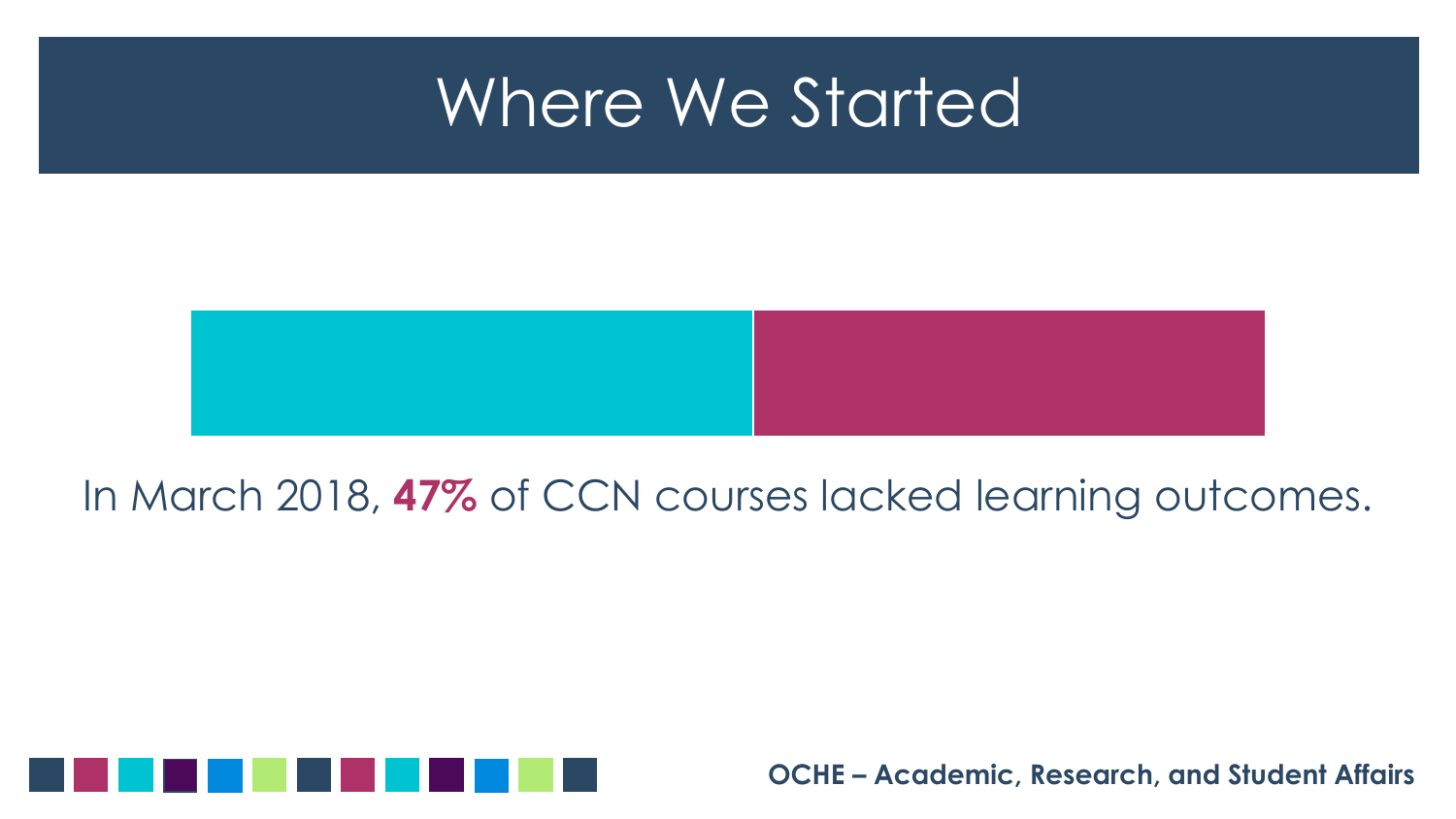# Where We Started

In March 2018, **47%** of CCN courses lacked learning outcomes.

**OCHE – Academic, Research, and Student Affairs**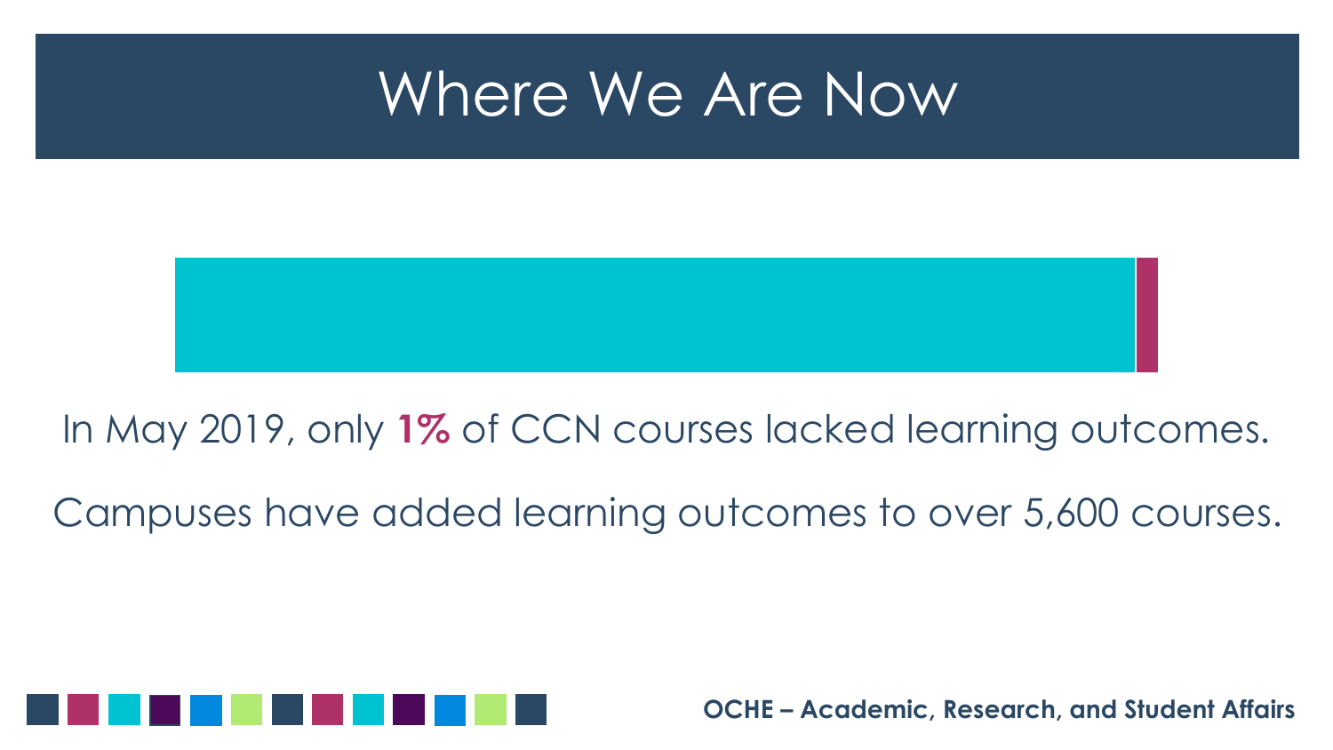# Where We Are Now

In May 2019, only **1%** of CCN courses lacked learning outcomes.

Campuses have added learning outcomes to over 5,600 courses.

**OCHE – Academic, Research, and Student Affairs**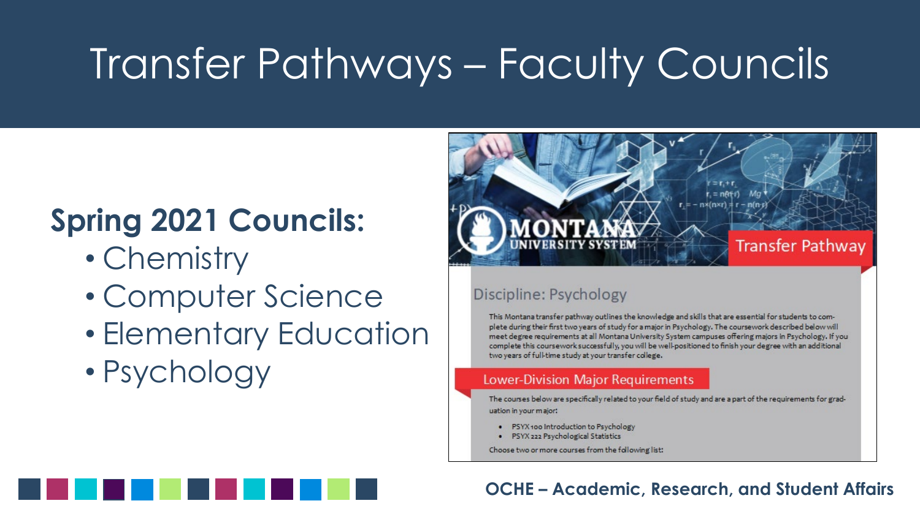# Transfer Pathways – Faculty Councils

**Spring 2021 Councils:**

- Chemistry
- Computer Science
- Elementary Education
- Psychology

MONTANA UNIVERSITY SYSTEM

Transfer Pathway

Discipline: Psychology

This Montana transfer pathway outlines the knowledge and skills that are essential for students to complete during their first two years of study for a major in Psychology. The coursework described below will meet degree requirements at all Montana University System campuses offering majors in Psychology. If you complete this coursework successfully, you will be well-positioned to finish your degree with an additional two years of full-time study at your transfer college.

Lower-Division Major Requirements

The courses below are specifically related to your field of study and are a part of the requirements for graduation in your major:

- PSYX 100 Introduction to Psychology
- PSYX 222 Psychological Statistics

Choose two or more courses from the following list:

**OCHE – Academic, Research, and Student Affairs**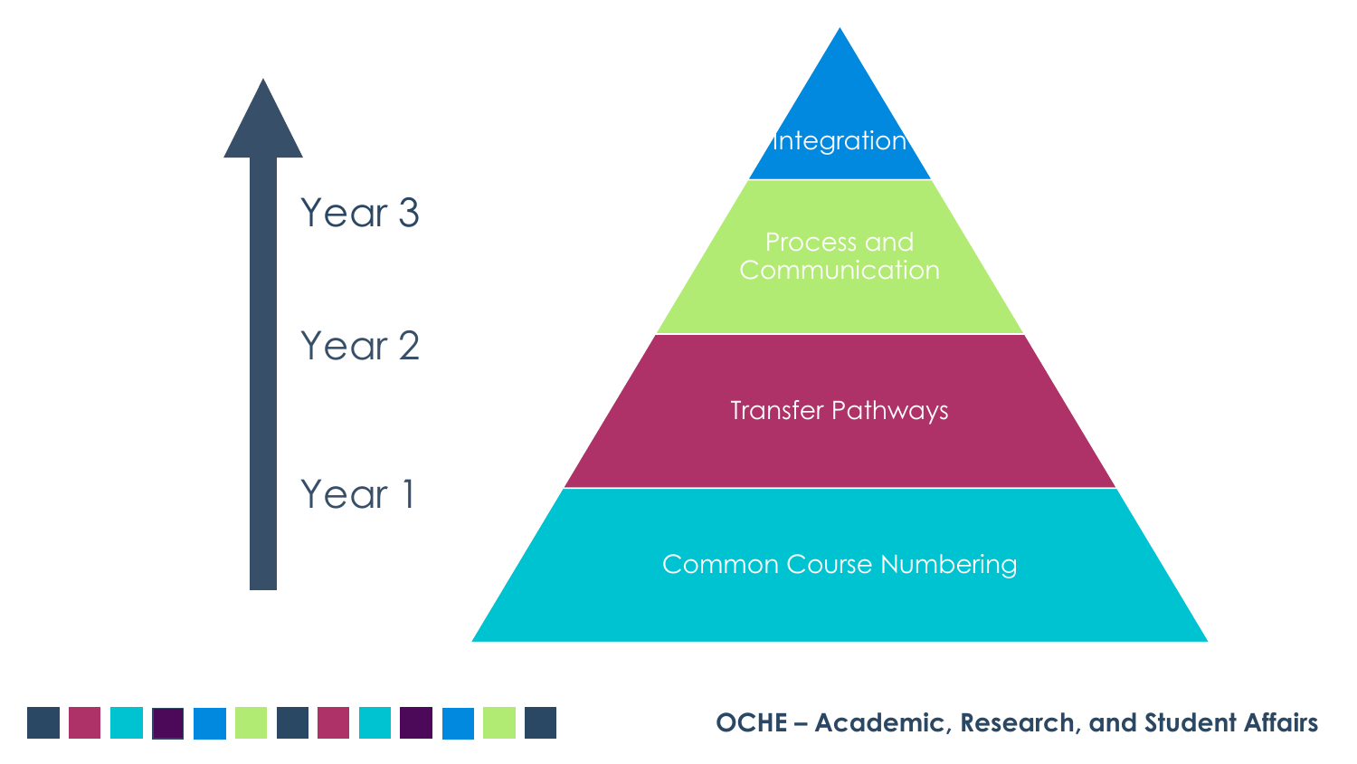Year 3

Year 2

Year 1

Integration

Process and Communication

Transfer Pathways

Common Course Numbering

**OCHE – Academic, Research, and Student Affairs**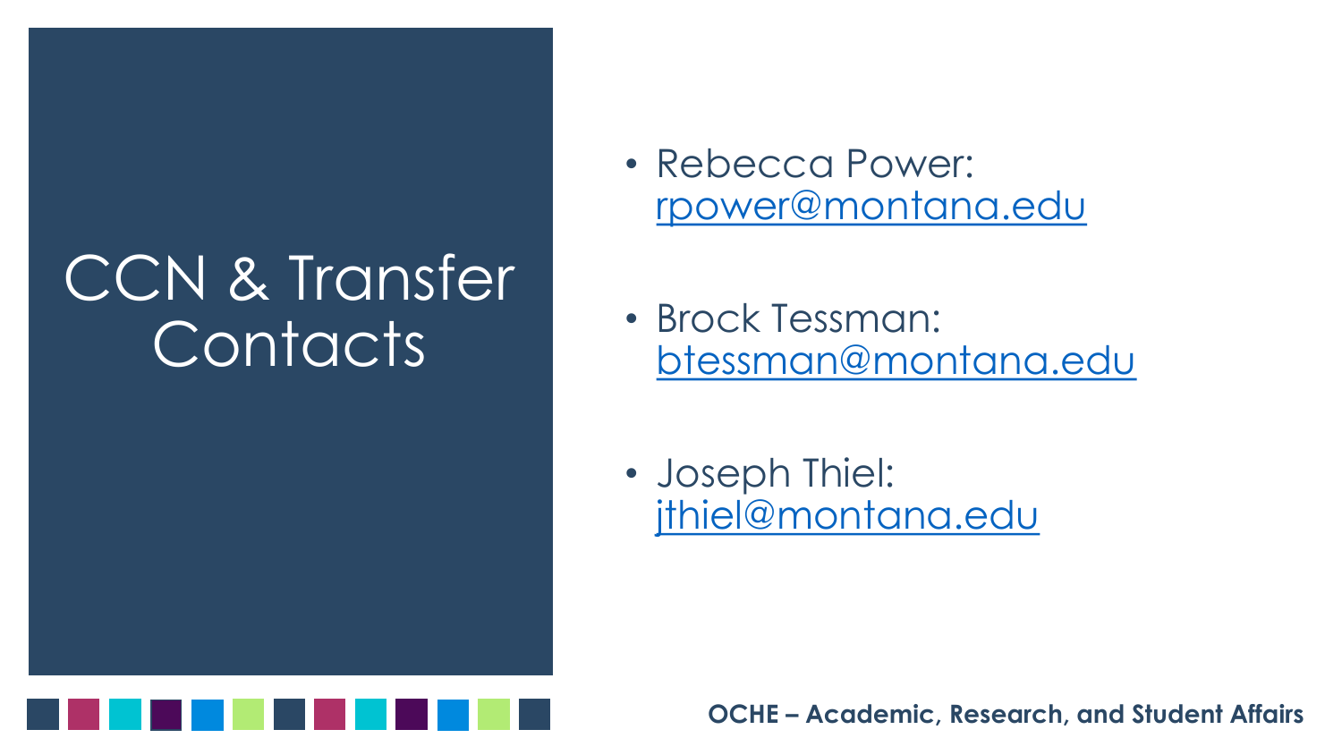# CCN & Transfer Contacts

- Rebecca Power: rpower@montana.edu
- Brock Tessman: btessman@montana.edu
- Joseph Thiel: jthiel@montana.edu

**OCHE – Academic, Research, and Student Affairs**